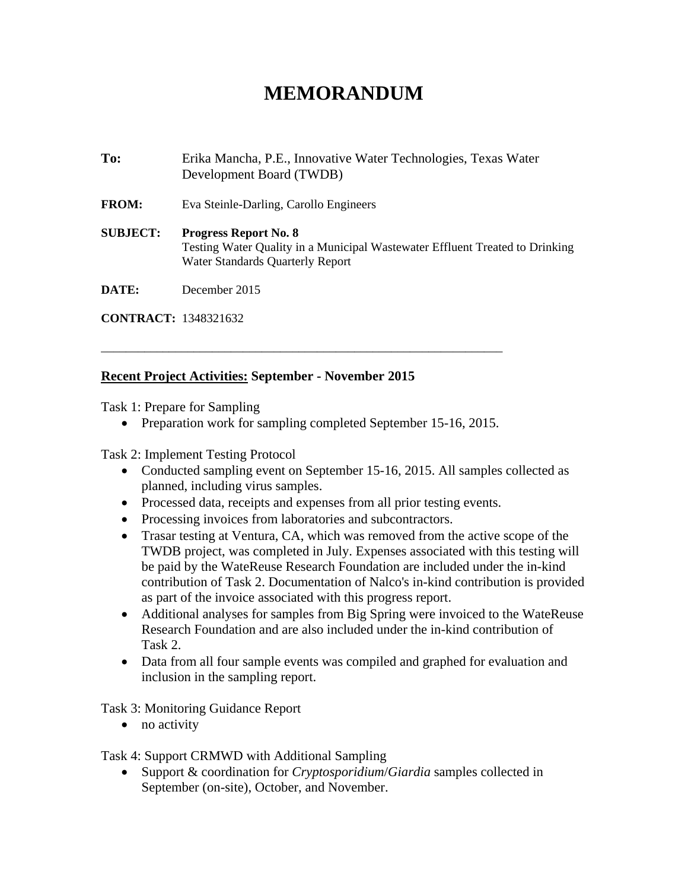# MEMORANDUM

**To:** Erika Mancha, P.E., Innovative Water Technologies, Texas Water Development Board (TWDB)

**FROM:** Eva Steinle-Darling, Carollo Engineers

**SUBJECT:** **Progress Report No. 8**
Testing Water Quality in a Municipal Wastewater Effluent Treated to Drinking Water Standards Quarterly Report

**DATE:** December 2015

**CONTRACT:** 1348321632

---

**<u>Recent Project Activities:</u> September - November 2015**

Task 1: Prepare for Sampling

- Preparation work for sampling completed September 15-16, 2015.

Task 2: Implement Testing Protocol

- Conducted sampling event on September 15-16, 2015. All samples collected as planned, including virus samples.
- Processed data, receipts and expenses from all prior testing events.
- Processing invoices from laboratories and subcontractors.
- Trasar testing at Ventura, CA, which was removed from the active scope of the TWDB project, was completed in July. Expenses associated with this testing will be paid by the WateReuse Research Foundation are included under the in-kind contribution of Task 2. Documentation of Nalco's in-kind contribution is provided as part of the invoice associated with this progress report.
- Additional analyses for samples from Big Spring were invoiced to the WateReuse Research Foundation and are also included under the in-kind contribution of Task 2.
- Data from all four sample events was compiled and graphed for evaluation and inclusion in the sampling report.

Task 3: Monitoring Guidance Report

- no activity

Task 4: Support CRMWD with Additional Sampling

- Support & coordination for *Cryptosporidium*/*Giardia* samples collected in September (on-site), October, and November.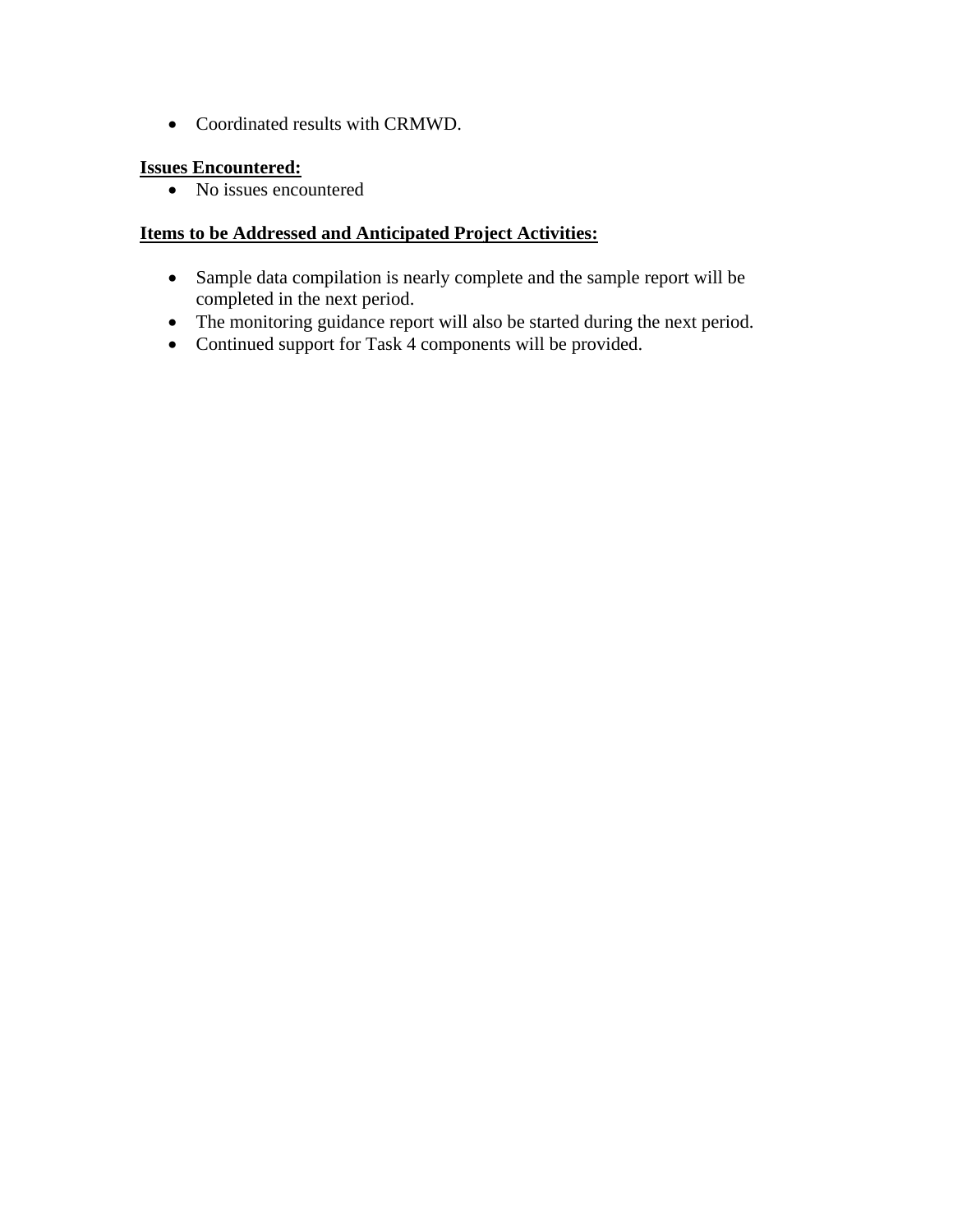- Coordinated results with CRMWD.

**Issues Encountered:**

- No issues encountered

**Items to be Addressed and Anticipated Project Activities:**

- Sample data compilation is nearly complete and the sample report will be completed in the next period.
- The monitoring guidance report will also be started during the next period.
- Continued support for Task 4 components will be provided.